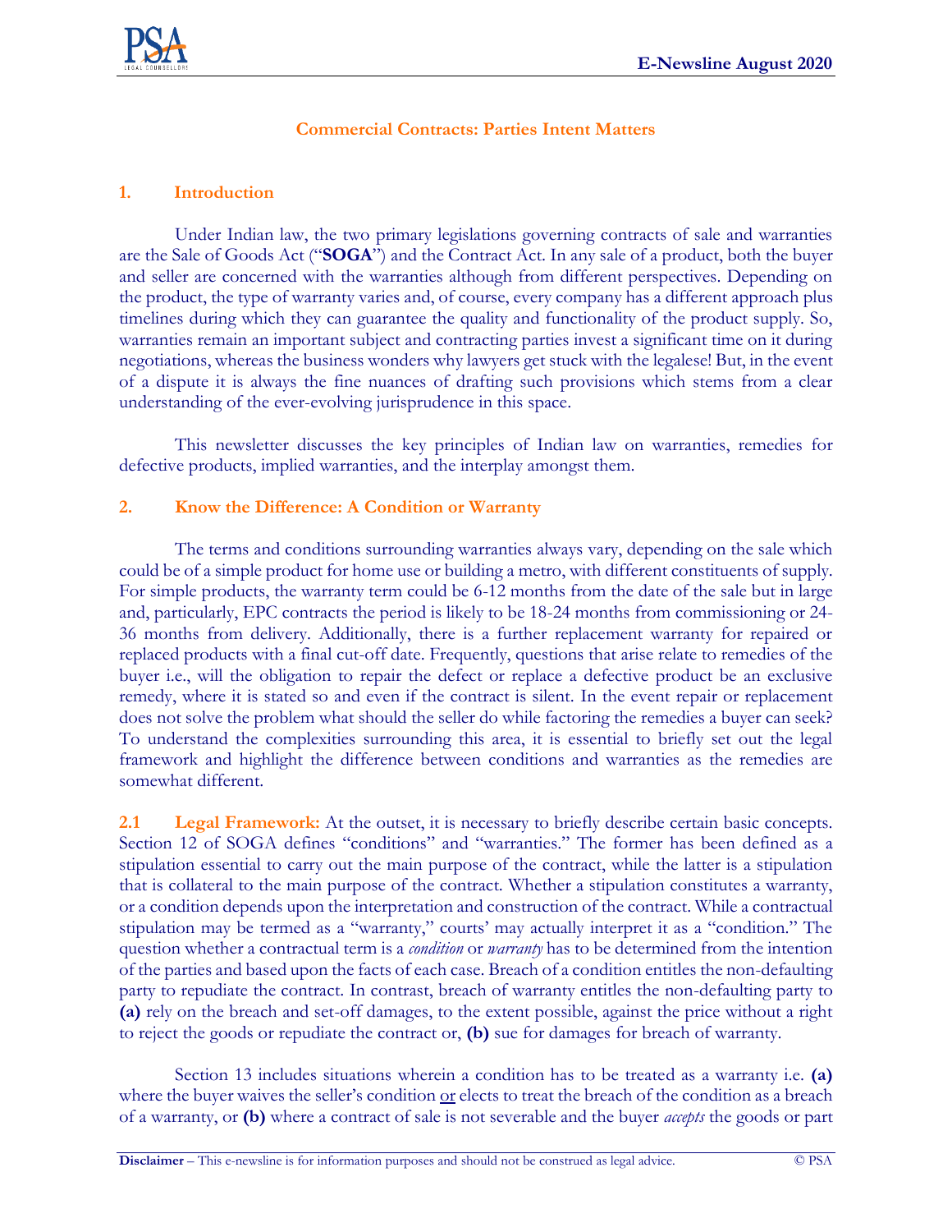## Commercial Contracts: Parties Intent Matters

### 1. Introduction

Under Indian law, the two primary legislations governing contracts of sale and warranties are the Sale of Goods Act ("**SOGA**") and the Contract Act. In any sale of a product, both the buyer and seller are concerned with the warranties although from different perspectives. Depending on the product, the type of warranty varies and, of course, every company has a different approach plus timelines during which they can guarantee the quality and functionality of the product supply. So, warranties remain an important subject and contracting parties invest a significant time on it during negotiations, whereas the business wonders why lawyers get stuck with the legalese! But, in the event of a dispute it is always the fine nuances of drafting such provisions which stems from a clear understanding of the ever-evolving jurisprudence in this space.

This newsletter discusses the key principles of Indian law on warranties, remedies for defective products, implied warranties, and the interplay amongst them.

### 2. Know the Difference: A Condition or Warranty

The terms and conditions surrounding warranties always vary, depending on the sale which could be of a simple product for home use or building a metro, with different constituents of supply. For simple products, the warranty term could be 6-12 months from the date of the sale but in large and, particularly, EPC contracts the period is likely to be 18-24 months from commissioning or 24-36 months from delivery. Additionally, there is a further replacement warranty for repaired or replaced products with a final cut-off date. Frequently, questions that arise relate to remedies of the buyer i.e., will the obligation to repair the defect or replace a defective product be an exclusive remedy, where it is stated so and even if the contract is silent. In the event repair or replacement does not solve the problem what should the seller do while factoring the remedies a buyer can seek? To understand the complexities surrounding this area, it is essential to briefly set out the legal framework and highlight the difference between conditions and warranties as the remedies are somewhat different.

**2.1 Legal Framework:** At the outset, it is necessary to briefly describe certain basic concepts. Section 12 of SOGA defines "conditions" and "warranties." The former has been defined as a stipulation essential to carry out the main purpose of the contract, while the latter is a stipulation that is collateral to the main purpose of the contract. Whether a stipulation constitutes a warranty, or a condition depends upon the interpretation and construction of the contract. While a contractual stipulation may be termed as a "warranty," courts' may actually interpret it as a "condition." The question whether a contractual term is a *condition* or *warranty* has to be determined from the intention of the parties and based upon the facts of each case. Breach of a condition entitles the non-defaulting party to repudiate the contract. In contrast, breach of warranty entitles the non-defaulting party to **(a)** rely on the breach and set-off damages, to the extent possible, against the price without a right to reject the goods or repudiate the contract or, **(b)** sue for damages for breach of warranty.

Section 13 includes situations wherein a condition has to be treated as a warranty i.e. **(a)** where the buyer waives the seller's condition or elects to treat the breach of the condition as a breach of a warranty, or **(b)** where a contract of sale is not severable and the buyer *accepts* the goods or part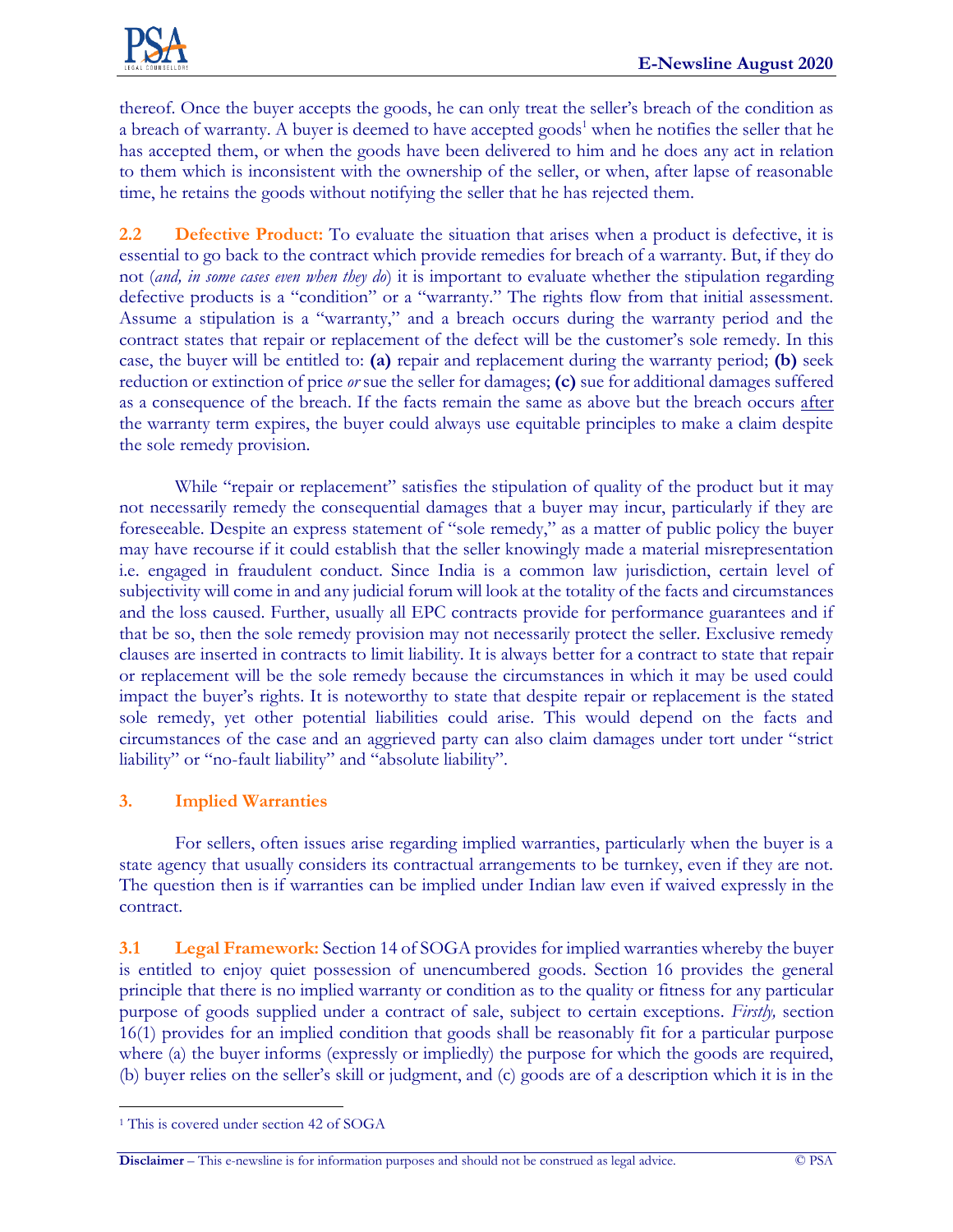thereof. Once the buyer accepts the goods, he can only treat the seller's breach of the condition as a breach of warranty. A buyer is deemed to have accepted goods[1] when he notifies the seller that he has accepted them, or when the goods have been delivered to him and he does any act in relation to them which is inconsistent with the ownership of the seller, or when, after lapse of reasonable time, he retains the goods without notifying the seller that he has rejected them.

**2.2 Defective Product:** To evaluate the situation that arises when a product is defective, it is essential to go back to the contract which provide remedies for breach of a warranty. But, if they do not (*and, in some cases even when they do*) it is important to evaluate whether the stipulation regarding defective products is a "condition" or a "warranty." The rights flow from that initial assessment. Assume a stipulation is a "warranty," and a breach occurs during the warranty period and the contract states that repair or replacement of the defect will be the customer's sole remedy. In this case, the buyer will be entitled to: **(a)** repair and replacement during the warranty period; **(b)** seek reduction or extinction of price *or* sue the seller for damages; **(c)** sue for additional damages suffered as a consequence of the breach. If the facts remain the same as above but the breach occurs <u>after</u> the warranty term expires, the buyer could always use equitable principles to make a claim despite the sole remedy provision.

While "repair or replacement" satisfies the stipulation of quality of the product but it may not necessarily remedy the consequential damages that a buyer may incur, particularly if they are foreseeable. Despite an express statement of "sole remedy," as a matter of public policy the buyer may have recourse if it could establish that the seller knowingly made a material misrepresentation i.e. engaged in fraudulent conduct. Since India is a common law jurisdiction, certain level of subjectivity will come in and any judicial forum will look at the totality of the facts and circumstances and the loss caused. Further, usually all EPC contracts provide for performance guarantees and if that be so, then the sole remedy provision may not necessarily protect the seller. Exclusive remedy clauses are inserted in contracts to limit liability. It is always better for a contract to state that repair or replacement will be the sole remedy because the circumstances in which it may be used could impact the buyer's rights. It is noteworthy to state that despite repair or replacement is the stated sole remedy, yet other potential liabilities could arise. This would depend on the facts and circumstances of the case and an aggrieved party can also claim damages under tort under "strict liability" or "no-fault liability" and "absolute liability".

## 3. Implied Warranties

For sellers, often issues arise regarding implied warranties, particularly when the buyer is a state agency that usually considers its contractual arrangements to be turnkey, even if they are not. The question then is if warranties can be implied under Indian law even if waived expressly in the contract.

**3.1 Legal Framework:** Section 14 of SOGA provides for implied warranties whereby the buyer is entitled to enjoy quiet possession of unencumbered goods. Section 16 provides the general principle that there is no implied warranty or condition as to the quality or fitness for any particular purpose of goods supplied under a contract of sale, subject to certain exceptions. *Firstly,* section 16(1) provides for an implied condition that goods shall be reasonably fit for a particular purpose where (a) the buyer informs (expressly or impliedly) the purpose for which the goods are required, (b) buyer relies on the seller's skill or judgment, and (c) goods are of a description which it is in the

---

[1] This is covered under section 42 of SOGA

**Disclaimer** – This e-newsline is for information purposes and should not be construed as legal advice. © PSA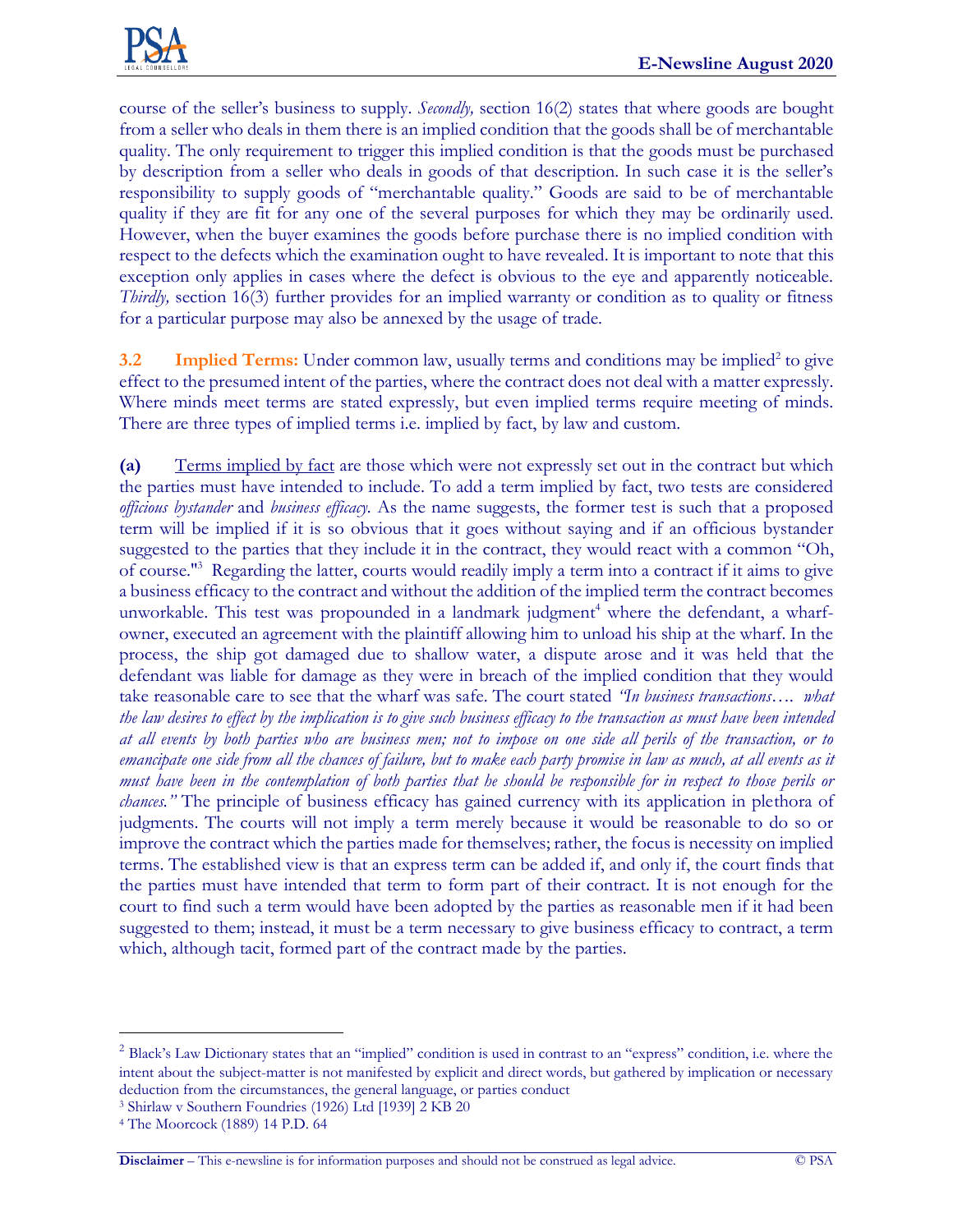course of the seller's business to supply. *Secondly,* section 16(2) states that where goods are bought from a seller who deals in them there is an implied condition that the goods shall be of merchantable quality. The only requirement to trigger this implied condition is that the goods must be purchased by description from a seller who deals in goods of that description. In such case it is the seller's responsibility to supply goods of "merchantable quality." Goods are said to be of merchantable quality if they are fit for any one of the several purposes for which they may be ordinarily used. However, when the buyer examines the goods before purchase there is no implied condition with respect to the defects which the examination ought to have revealed. It is important to note that this exception only applies in cases where the defect is obvious to the eye and apparently noticeable. *Thirdly,* section 16(3) further provides for an implied warranty or condition as to quality or fitness for a particular purpose may also be annexed by the usage of trade.

**3.2 Implied Terms:** Under common law, usually terms and conditions may be implied[2] to give effect to the presumed intent of the parties, where the contract does not deal with a matter expressly. Where minds meet terms are stated expressly, but even implied terms require meeting of minds. There are three types of implied terms i.e. implied by fact, by law and custom.

**(a)** Terms implied by fact are those which were not expressly set out in the contract but which the parties must have intended to include. To add a term implied by fact, two tests are considered *officious bystander* and *business efficacy.* As the name suggests, the former test is such that a proposed term will be implied if it is so obvious that it goes without saying and if an officious bystander suggested to the parties that they include it in the contract, they would react with a common "Oh, of course."[3] Regarding the latter, courts would readily imply a term into a contract if it aims to give a business efficacy to the contract and without the addition of the implied term the contract becomes unworkable. This test was propounded in a landmark judgment[4] where the defendant, a wharf-owner, executed an agreement with the plaintiff allowing him to unload his ship at the wharf. In the process, the ship got damaged due to shallow water, a dispute arose and it was held that the defendant was liable for damage as they were in breach of the implied condition that they would take reasonable care to see that the wharf was safe. The court stated *"In business transactions…. what the law desires to effect by the implication is to give such business efficacy to the transaction as must have been intended at all events by both parties who are business men; not to impose on one side all perils of the transaction, or to emancipate one side from all the chances of failure, but to make each party promise in law as much, at all events as it must have been in the contemplation of both parties that he should be responsible for in respect to those perils or chances."* The principle of business efficacy has gained currency with its application in plethora of judgments. The courts will not imply a term merely because it would be reasonable to do so or improve the contract which the parties made for themselves; rather, the focus is necessity on implied terms. The established view is that an express term can be added if, and only if, the court finds that the parties must have intended that term to form part of their contract. It is not enough for the court to find such a term would have been adopted by the parties as reasonable men if it had been suggested to them; instead, it must be a term necessary to give business efficacy to contract, a term which, although tacit, formed part of the contract made by the parties.

---

[2] Black's Law Dictionary states that an "implied" condition is used in contrast to an "express" condition, i.e. where the intent about the subject-matter is not manifested by explicit and direct words, but gathered by implication or necessary deduction from the circumstances, the general language, or parties conduct

[3] Shirlaw v Southern Foundries (1926) Ltd [1939] 2 KB 20

[4] The Moorcock (1889) 14 P.D. 64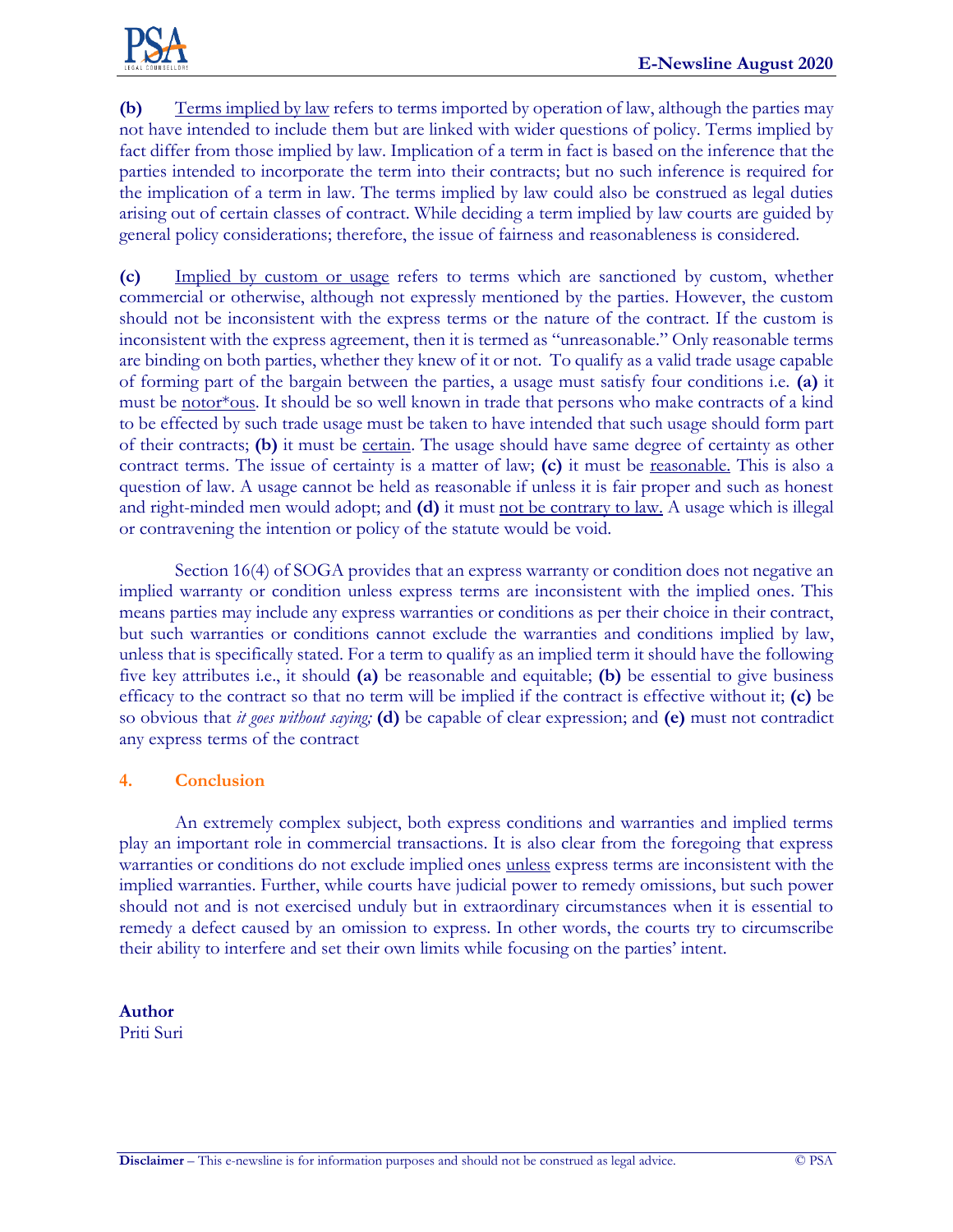**(b)** Terms implied by law refers to terms imported by operation of law, although the parties may not have intended to include them but are linked with wider questions of policy. Terms implied by fact differ from those implied by law. Implication of a term in fact is based on the inference that the parties intended to incorporate the term into their contracts; but no such inference is required for the implication of a term in law. The terms implied by law could also be construed as legal duties arising out of certain classes of contract. While deciding a term implied by law courts are guided by general policy considerations; therefore, the issue of fairness and reasonableness is considered.

**(c)** Implied by custom or usage refers to terms which are sanctioned by custom, whether commercial or otherwise, although not expressly mentioned by the parties. However, the custom should not be inconsistent with the express terms or the nature of the contract. If the custom is inconsistent with the express agreement, then it is termed as "unreasonable." Only reasonable terms are binding on both parties, whether they knew of it or not. To qualify as a valid trade usage capable of forming part of the bargain between the parties, a usage must satisfy four conditions i.e. **(a)** it must be notor*ous. It should be so well known in trade that persons who make contracts of a kind to be effected by such trade usage must be taken to have intended that such usage should form part of their contracts; **(b)** it must be certain. The usage should have same degree of certainty as other contract terms. The issue of certainty is a matter of law; **(c)** it must be reasonable. This is also a question of law. A usage cannot be held as reasonable if unless it is fair proper and such as honest and right-minded men would adopt; and **(d)** it must not be contrary to law. A usage which is illegal or contravening the intention or policy of the statute would be void.

Section 16(4) of SOGA provides that an express warranty or condition does not negative an implied warranty or condition unless express terms are inconsistent with the implied ones. This means parties may include any express warranties or conditions as per their choice in their contract, but such warranties or conditions cannot exclude the warranties and conditions implied by law, unless that is specifically stated. For a term to qualify as an implied term it should have the following five key attributes i.e., it should **(a)** be reasonable and equitable; **(b)** be essential to give business efficacy to the contract so that no term will be implied if the contract is effective without it; **(c)** be so obvious that *it goes without saying;* **(d)** be capable of clear expression; and **(e)** must not contradict any express terms of the contract

## 4. Conclusion

An extremely complex subject, both express conditions and warranties and implied terms play an important role in commercial transactions. It is also clear from the foregoing that express warranties or conditions do not exclude implied ones unless express terms are inconsistent with the implied warranties. Further, while courts have judicial power to remedy omissions, but such power should not and is not exercised unduly but in extraordinary circumstances when it is essential to remedy a defect caused by an omission to express. In other words, the courts try to circumscribe their ability to interfere and set their own limits while focusing on the parties' intent.

**Author**
Priti Suri

**Disclaimer** – This e-newsline is for information purposes and should not be construed as legal advice. © PSA